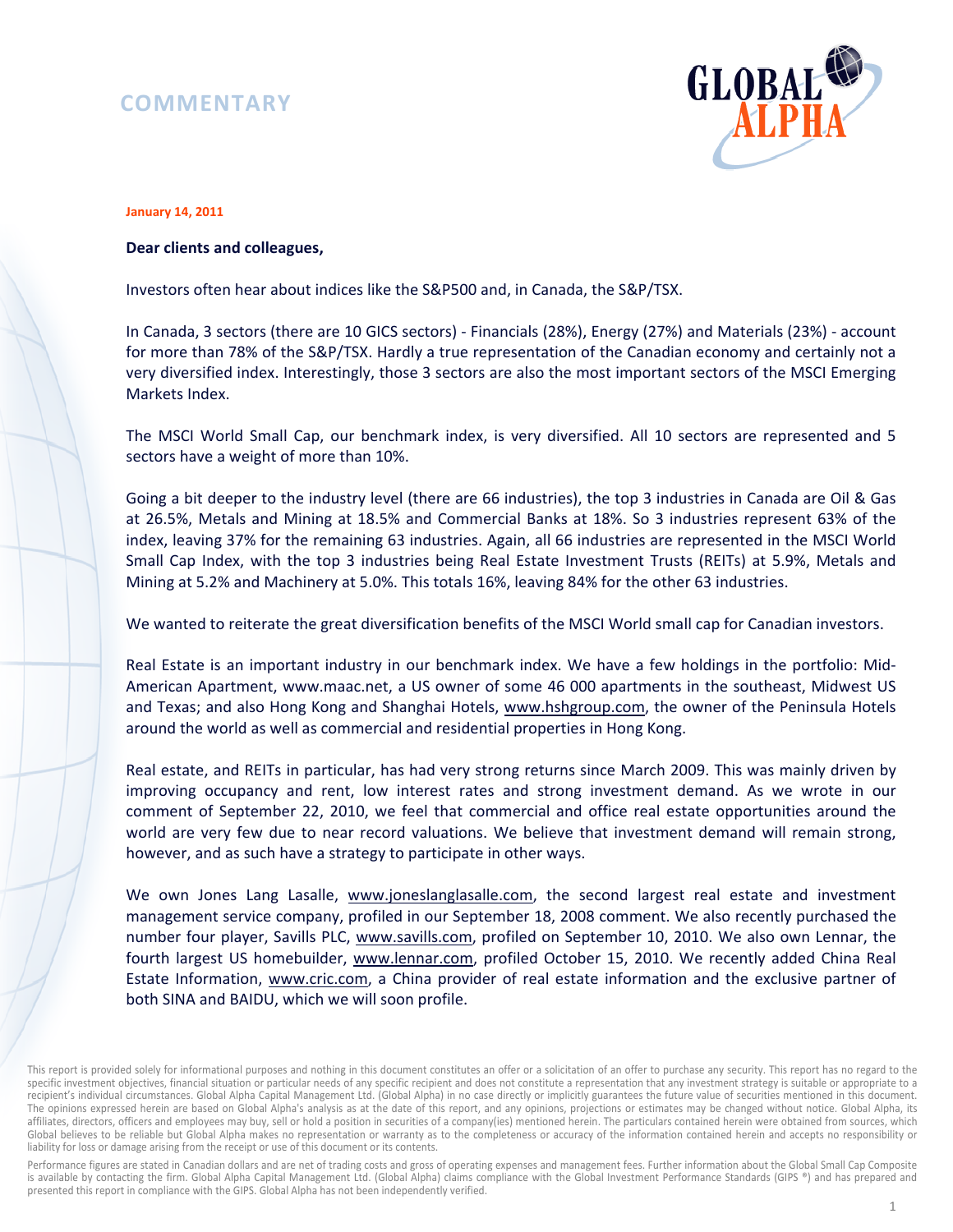# COMMENTARY

**January 14, 2011**

**Dear clients and colleagues,**

Investors often hear about indices like the S&P500 and, in Canada, the S&P/TSX.

In Canada, 3 sectors (there are 10 GICS sectors) - Financials (28%), Energy (27%) and Materials (23%) - account for more than 78% of the S&P/TSX. Hardly a true representation of the Canadian economy and certainly not a very diversified index. Interestingly, those 3 sectors are also the most important sectors of the MSCI Emerging Markets Index.

The MSCI World Small Cap, our benchmark index, is very diversified. All 10 sectors are represented and 5 sectors have a weight of more than 10%.

Going a bit deeper to the industry level (there are 66 industries), the top 3 industries in Canada are Oil & Gas at 26.5%, Metals and Mining at 18.5% and Commercial Banks at 18%. So 3 industries represent 63% of the index, leaving 37% for the remaining 63 industries. Again, all 66 industries are represented in the MSCI World Small Cap Index, with the top 3 industries being Real Estate Investment Trusts (REITs) at 5.9%, Metals and Mining at 5.2% and Machinery at 5.0%. This totals 16%, leaving 84% for the other 63 industries.

We wanted to reiterate the great diversification benefits of the MSCI World small cap for Canadian investors.

Real Estate is an important industry in our benchmark index. We have a few holdings in the portfolio: Mid-American Apartment, www.maac.net, a US owner of some 46 000 apartments in the southeast, Midwest US and Texas; and also Hong Kong and Shanghai Hotels, www.hshgroup.com, the owner of the Peninsula Hotels around the world as well as commercial and residential properties in Hong Kong.

Real estate, and REITs in particular, has had very strong returns since March 2009. This was mainly driven by improving occupancy and rent, low interest rates and strong investment demand. As we wrote in our comment of September 22, 2010, we feel that commercial and office real estate opportunities around the world are very few due to near record valuations. We believe that investment demand will remain strong, however, and as such have a strategy to participate in other ways.

We own Jones Lang Lasalle, www.joneslanglasalle.com, the second largest real estate and investment management service company, profiled in our September 18, 2008 comment. We also recently purchased the number four player, Savills PLC, www.savills.com, profiled on September 10, 2010. We also own Lennar, the fourth largest US homebuilder, www.lennar.com, profiled October 15, 2010. We recently added China Real Estate Information, www.cric.com, a China provider of real estate information and the exclusive partner of both SINA and BAIDU, which we will soon profile.

This report is provided solely for informational purposes and nothing in this document constitutes an offer or a solicitation of an offer to purchase any security. This report has no regard to the specific investment objectives, financial situation or particular needs of any specific recipient and does not constitute a representation that any investment strategy is suitable or appropriate to a recipient's individual circumstances. Global Alpha Capital Management Ltd. (Global Alpha) in no case directly or implicitly guarantees the future value of securities mentioned in this document. The opinions expressed herein are based on Global Alpha's analysis as at the date of this report, and any opinions, projections or estimates may be changed without notice. Global Alpha, its affiliates, directors, officers and employees may buy, sell or hold a position in securities of a company(ies) mentioned herein. The particulars contained herein were obtained from sources, which Global believes to be reliable but Global Alpha makes no representation or warranty as to the completeness or accuracy of the information contained herein and accepts no responsibility or liability for loss or damage arising from the receipt or use of this document or its contents.

Performance figures are stated in Canadian dollars and are net of trading costs and gross of operating expenses and management fees. Further information about the Global Small Cap Composite is available by contacting the firm. Global Alpha Capital Management Ltd. (Global Alpha) claims compliance with the Global Investment Performance Standards (GIPS ®) and has prepared and presented this report in compliance with the GIPS. Global Alpha has not been independently verified.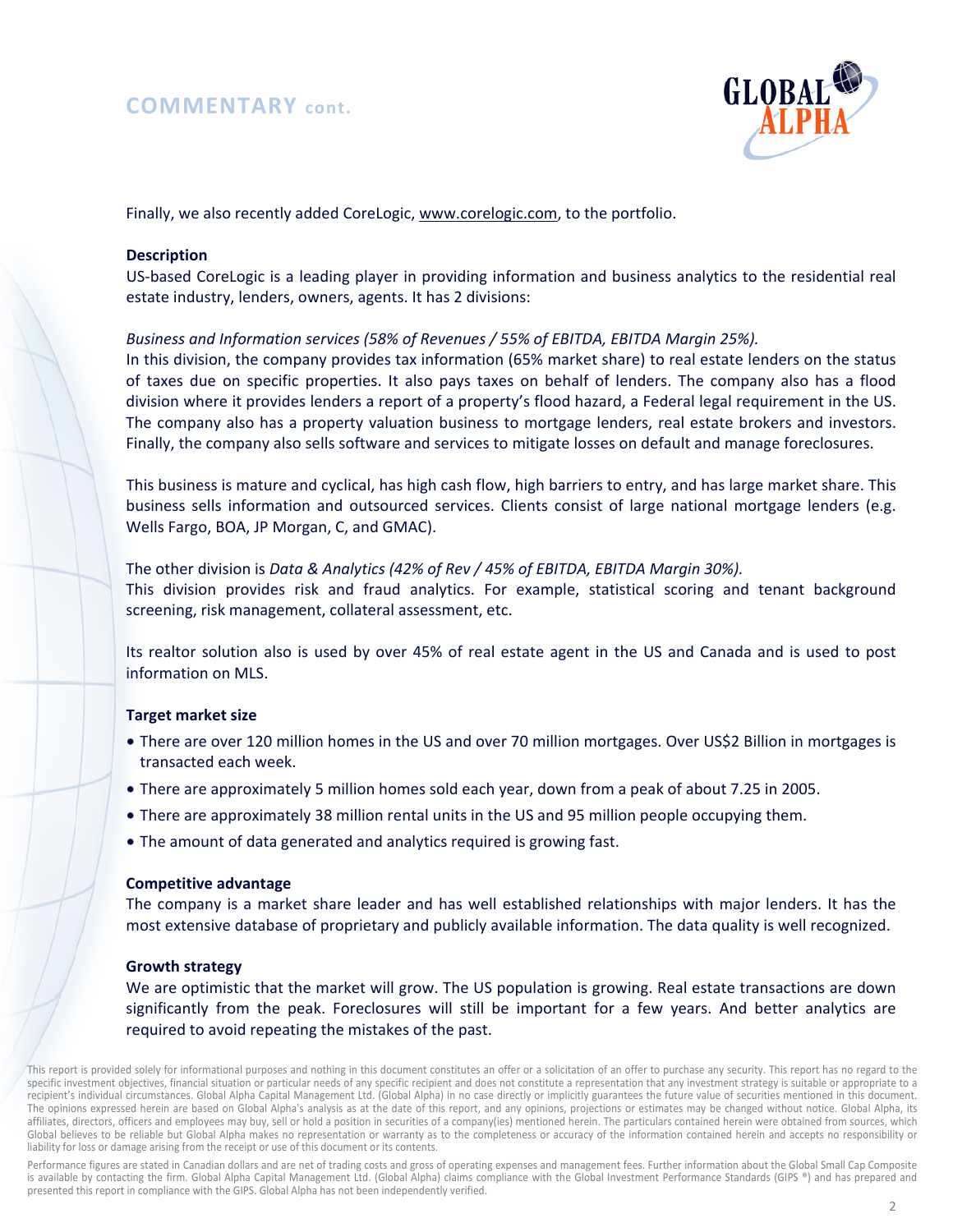## COMMENTARY cont.

Finally, we also recently added CoreLogic, www.corelogic.com, to the portfolio.

**Description**

US-based CoreLogic is a leading player in providing information and business analytics to the residential real estate industry, lenders, owners, agents. It has 2 divisions:

*Business and Information services (58% of Revenues / 55% of EBITDA, EBITDA Margin 25%).*
In this division, the company provides tax information (65% market share) to real estate lenders on the status of taxes due on specific properties. It also pays taxes on behalf of lenders. The company also has a flood division where it provides lenders a report of a property's flood hazard, a Federal legal requirement in the US. The company also has a property valuation business to mortgage lenders, real estate brokers and investors. Finally, the company also sells software and services to mitigate losses on default and manage foreclosures.

This business is mature and cyclical, has high cash flow, high barriers to entry, and has large market share. This business sells information and outsourced services. Clients consist of large national mortgage lenders (e.g. Wells Fargo, BOA, JP Morgan, C, and GMAC).

The other division is *Data & Analytics (42% of Rev / 45% of EBITDA, EBITDA Margin 30%).*
This division provides risk and fraud analytics. For example, statistical scoring and tenant background screening, risk management, collateral assessment, etc.

Its realtor solution also is used by over 45% of real estate agent in the US and Canada and is used to post information on MLS.

**Target market size**

- There are over 120 million homes in the US and over 70 million mortgages. Over US$2 Billion in mortgages is transacted each week.
- There are approximately 5 million homes sold each year, down from a peak of about 7.25 in 2005.
- There are approximately 38 million rental units in the US and 95 million people occupying them.
- The amount of data generated and analytics required is growing fast.

**Competitive advantage**

The company is a market share leader and has well established relationships with major lenders. It has the most extensive database of proprietary and publicly available information. The data quality is well recognized.

**Growth strategy**

We are optimistic that the market will grow. The US population is growing. Real estate transactions are down significantly from the peak. Foreclosures will still be important for a few years. And better analytics are required to avoid repeating the mistakes of the past.

This report is provided solely for informational purposes and nothing in this document constitutes an offer or a solicitation of an offer to purchase any security. This report has no regard to the specific investment objectives, financial situation or particular needs of any specific recipient and does not constitute a representation that any investment strategy is suitable or appropriate to a recipient's individual circumstances. Global Alpha Capital Management Ltd. (Global Alpha) in no case directly or implicitly guarantees the future value of securities mentioned in this document. The opinions expressed herein are based on Global Alpha's analysis as at the date of this report, and any opinions, projections or estimates may be changed without notice. Global Alpha, its affiliates, directors, officers and employees may buy, sell or hold a position in securities of a company(ies) mentioned herein. The particulars contained herein were obtained from sources, which Global believes to be reliable but Global Alpha makes no representation or warranty as to the completeness or accuracy of the information contained herein and accepts no responsibility or liability for loss or damage arising from the receipt or use of this document or its contents.

Performance figures are stated in Canadian dollars and are net of trading costs and gross of operating expenses and management fees. Further information about the Global Small Cap Composite is available by contacting the firm. Global Alpha Capital Management Ltd. (Global Alpha) claims compliance with the Global Investment Performance Standards (GIPS ®) and has prepared and presented this report in compliance with the GIPS. Global Alpha has not been independently verified.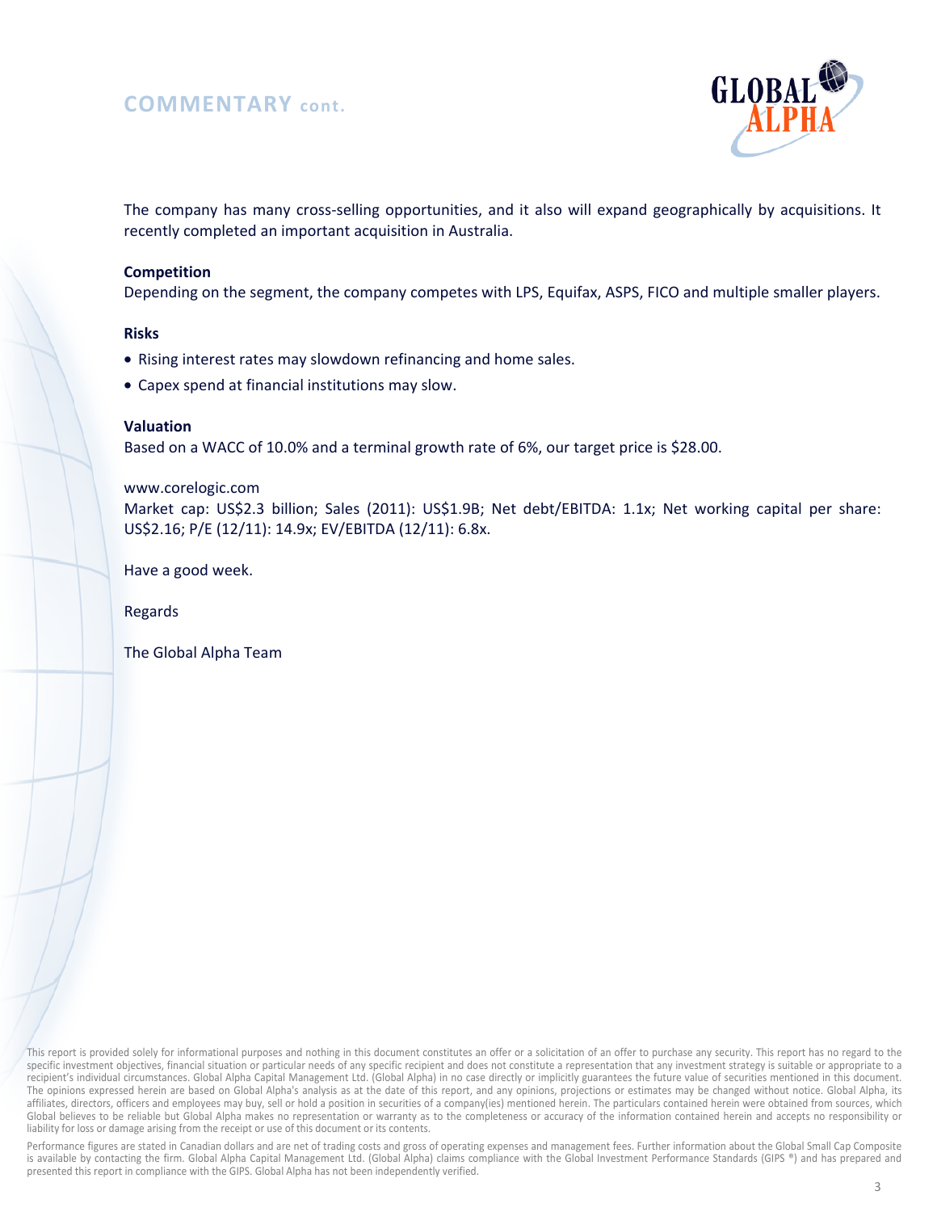## COMMENTARY cont.

The company has many cross-selling opportunities, and it also will expand geographically by acquisitions. It recently completed an important acquisition in Australia.

**Competition**

Depending on the segment, the company competes with LPS, Equifax, ASPS, FICO and multiple smaller players.

**Risks**

- Rising interest rates may slowdown refinancing and home sales.
- Capex spend at financial institutions may slow.

**Valuation**

Based on a WACC of 10.0% and a terminal growth rate of 6%, our target price is $28.00.

www.corelogic.com

Market cap: US$2.3 billion; Sales (2011): US$1.9B; Net debt/EBITDA: 1.1x; Net working capital per share: US$2.16; P/E (12/11): 14.9x; EV/EBITDA (12/11): 6.8x.

Have a good week.

Regards

The Global Alpha Team

This report is provided solely for informational purposes and nothing in this document constitutes an offer or a solicitation of an offer to purchase any security. This report has no regard to the specific investment objectives, financial situation or particular needs of any specific recipient and does not constitute a representation that any investment strategy is suitable or appropriate to a recipient's individual circumstances. Global Alpha Capital Management Ltd. (Global Alpha) in no case directly or implicitly guarantees the future value of securities mentioned in this document. The opinions expressed herein are based on Global Alpha's analysis as at the date of this report, and any opinions, projections or estimates may be changed without notice. Global Alpha, its affiliates, directors, officers and employees may buy, sell or hold a position in securities of a company(ies) mentioned herein. The particulars contained herein were obtained from sources, which Global believes to be reliable but Global Alpha makes no representation or warranty as to the completeness or accuracy of the information contained herein and accepts no responsibility or liability for loss or damage arising from the receipt or use of this document or its contents.

Performance figures are stated in Canadian dollars and are net of trading costs and gross of operating expenses and management fees. Further information about the Global Small Cap Composite is available by contacting the firm. Global Alpha Capital Management Ltd. (Global Alpha) claims compliance with the Global Investment Performance Standards (GIPS ®) and has prepared and presented this report in compliance with the GIPS. Global Alpha has not been independently verified.